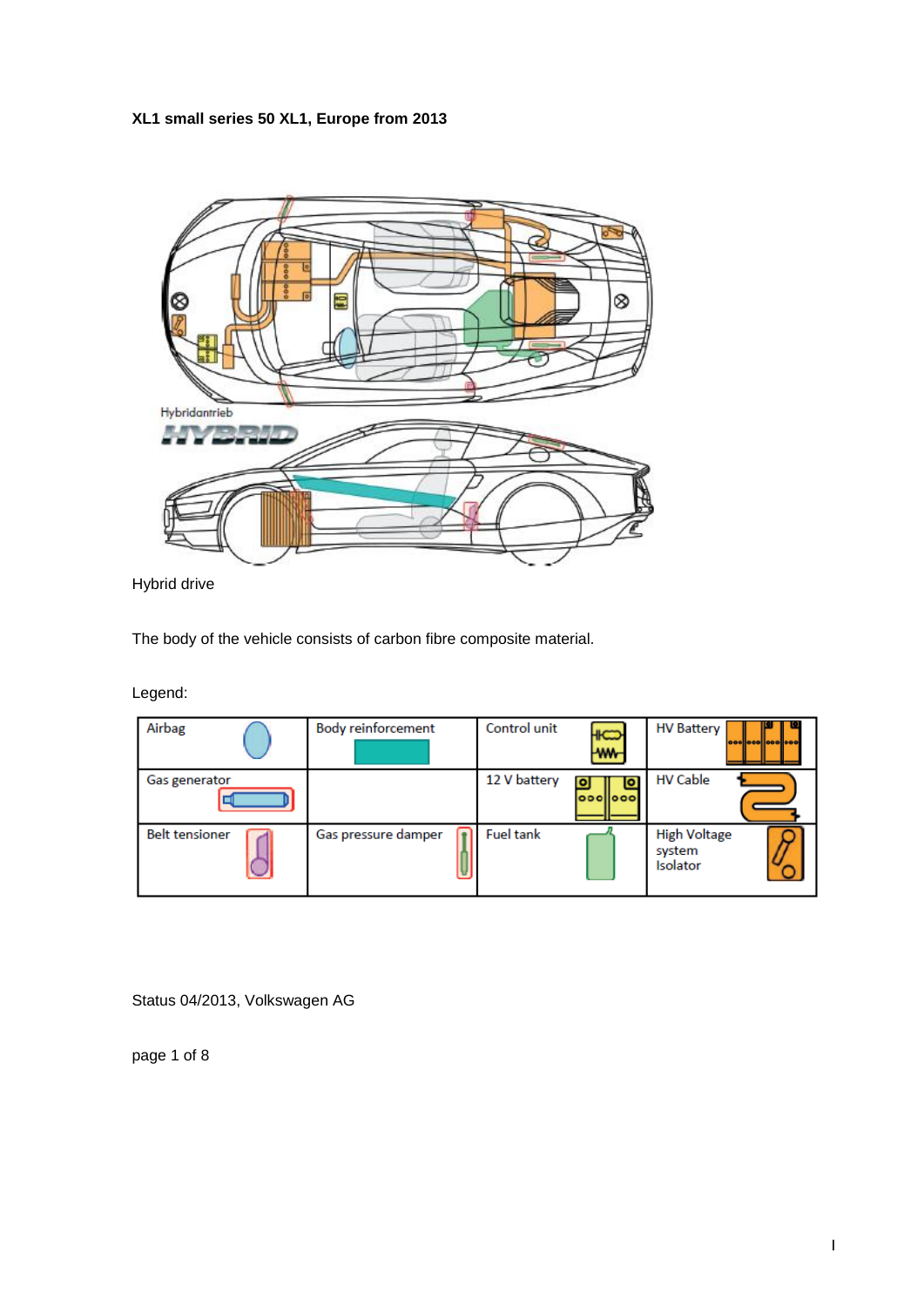**XL1 small series 50 XL1, Europe from 2013**

Hybridantrieb

HYBRID

Hybrid drive

The body of the vehicle consists of carbon fibre composite material.

Legend:

| Airbag | Body reinforcement | Control unit | HV Battery |
|---|---|---|---|
| Gas generator | | 12 V battery | HV Cable |
| Belt tensioner | Gas pressure damper | Fuel tank | High Voltage system Isolator |

Status 04/2013, Volkswagen AG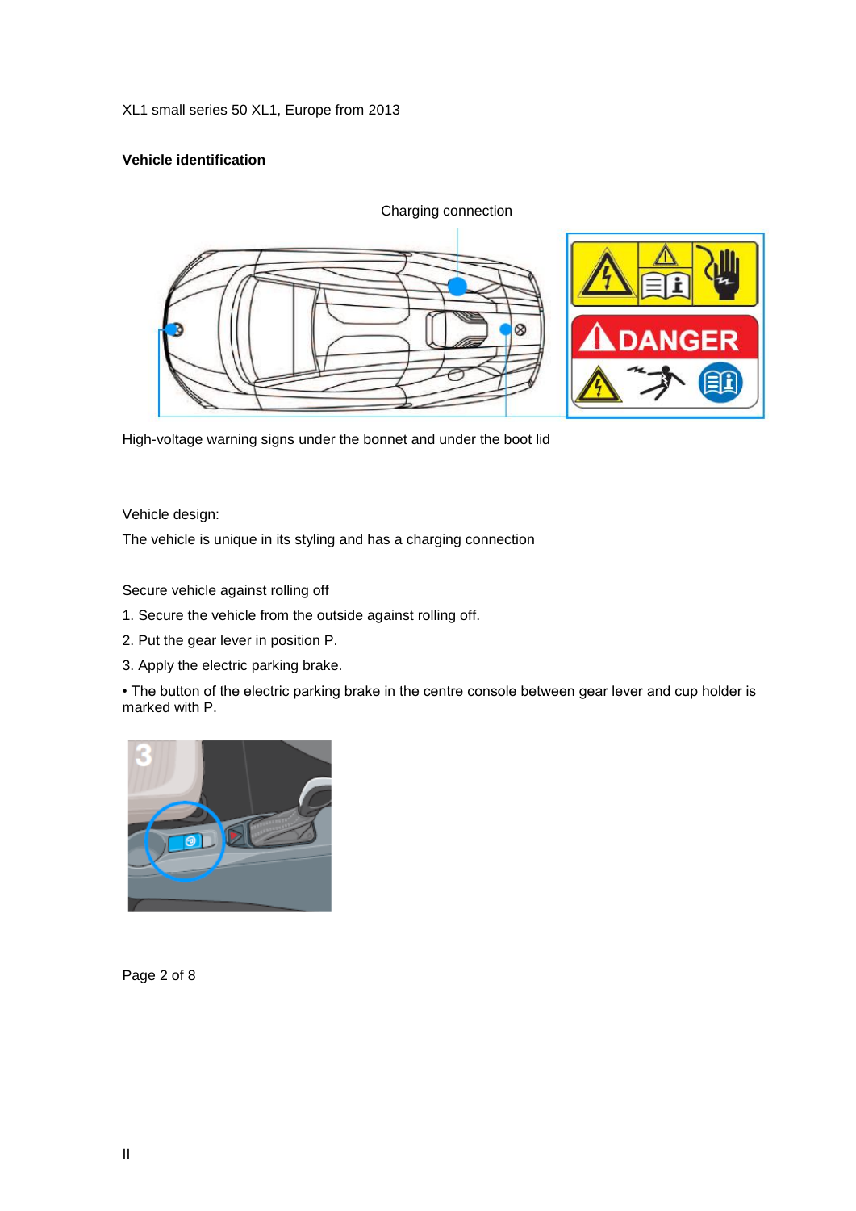XL1 small series 50 XL1, Europe from 2013

**Vehicle identification**

Charging connection

High-voltage warning signs under the bonnet and under the boot lid

Vehicle design:

The vehicle is unique in its styling and has a charging connection

Secure vehicle against rolling off

1. Secure the vehicle from the outside against rolling off.
2. Put the gear lever in position P.
3. Apply the electric parking brake.

• The button of the electric parking brake in the centre console between gear lever and cup holder is marked with P.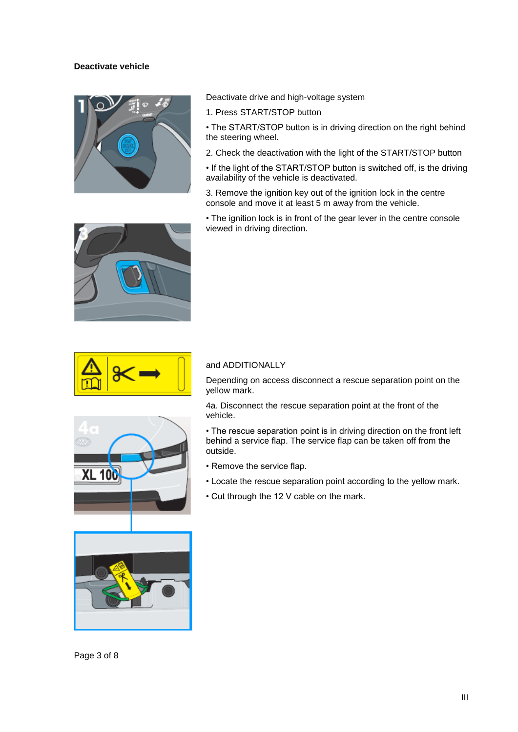## Deactivate vehicle

Deactivate drive and high-voltage system

1. Press START/STOP button

• The START/STOP button is in driving direction on the right behind the steering wheel.

2. Check the deactivation with the light of the START/STOP button

• If the light of the START/STOP button is switched off, is the driving availability of the vehicle is deactivated.

3. Remove the ignition key out of the ignition lock in the centre console and move it at least 5 m away from the vehicle.

• The ignition lock is in front of the gear lever in the centre console viewed in driving direction.

and ADDITIONALLY

Depending on access disconnect a rescue separation point on the yellow mark.

4a. Disconnect the rescue separation point at the front of the vehicle.

• The rescue separation point is in driving direction on the front left behind a service flap. The service flap can be taken off from the outside.

• Remove the service flap.

• Locate the rescue separation point according to the yellow mark.

• Cut through the 12 V cable on the mark.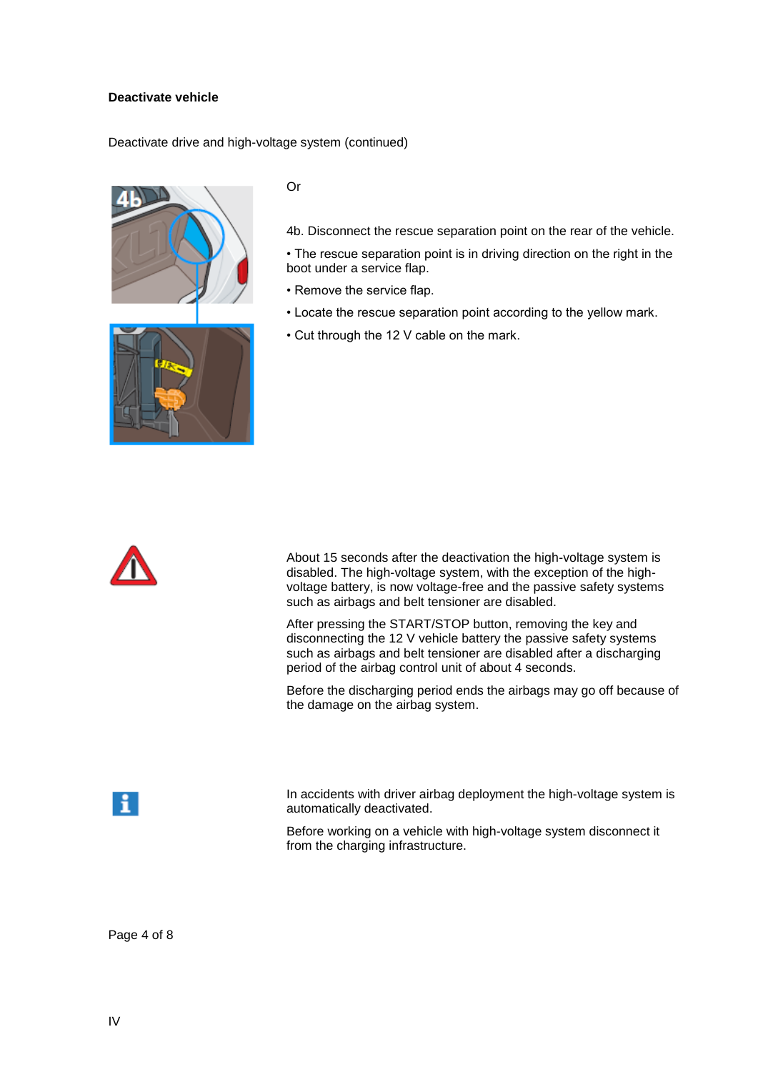**Deactivate vehicle**

Deactivate drive and high-voltage system (continued)

Or

4b. Disconnect the rescue separation point on the rear of the vehicle.

- The rescue separation point is in driving direction on the right in the boot under a service flap.
- Remove the service flap.
- Locate the rescue separation point according to the yellow mark.
- Cut through the 12 V cable on the mark.

About 15 seconds after the deactivation the high-voltage system is disabled. The high-voltage system, with the exception of the high-voltage battery, is now voltage-free and the passive safety systems such as airbags and belt tensioner are disabled.

After pressing the START/STOP button, removing the key and disconnecting the 12 V vehicle battery the passive safety systems such as airbags and belt tensioner are disabled after a discharging period of the airbag control unit of about 4 seconds.

Before the discharging period ends the airbags may go off because of the damage on the airbag system.

In accidents with driver airbag deployment the high-voltage system is automatically deactivated.

Before working on a vehicle with high-voltage system disconnect it from the charging infrastructure.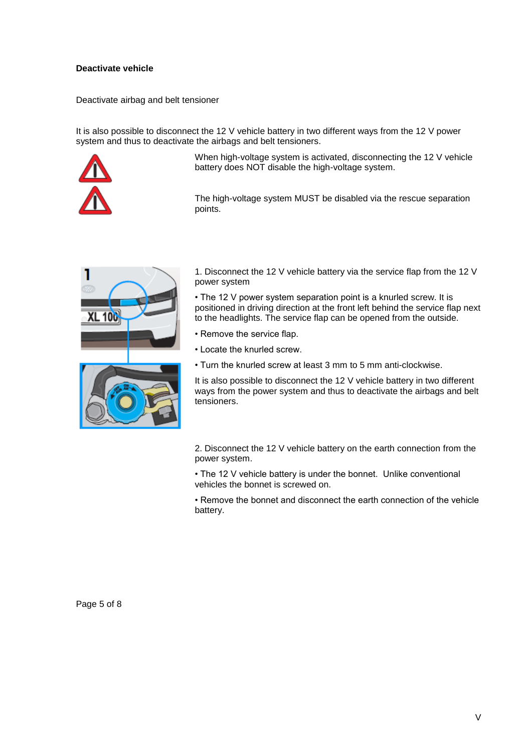**Deactivate vehicle**

Deactivate airbag and belt tensioner

It is also possible to disconnect the 12 V vehicle battery in two different ways from the 12 V power system and thus to deactivate the airbags and belt tensioners.

When high-voltage system is activated, disconnecting the 12 V vehicle battery does NOT disable the high-voltage system.

The high-voltage system MUST be disabled via the rescue separation points.

1. Disconnect the 12 V vehicle battery via the service flap from the 12 V power system

- The 12 V power system separation point is a knurled screw. It is positioned in driving direction at the front left behind the service flap next to the headlights. The service flap can be opened from the outside.
- Remove the service flap.
- Locate the knurled screw.
- Turn the knurled screw at least 3 mm to 5 mm anti-clockwise.

It is also possible to disconnect the 12 V vehicle battery in two different ways from the power system and thus to deactivate the airbags and belt tensioners.

2. Disconnect the 12 V vehicle battery on the earth connection from the power system.

- The 12 V vehicle battery is under the bonnet. Unlike conventional vehicles the bonnet is screwed on.
- Remove the bonnet and disconnect the earth connection of the vehicle battery.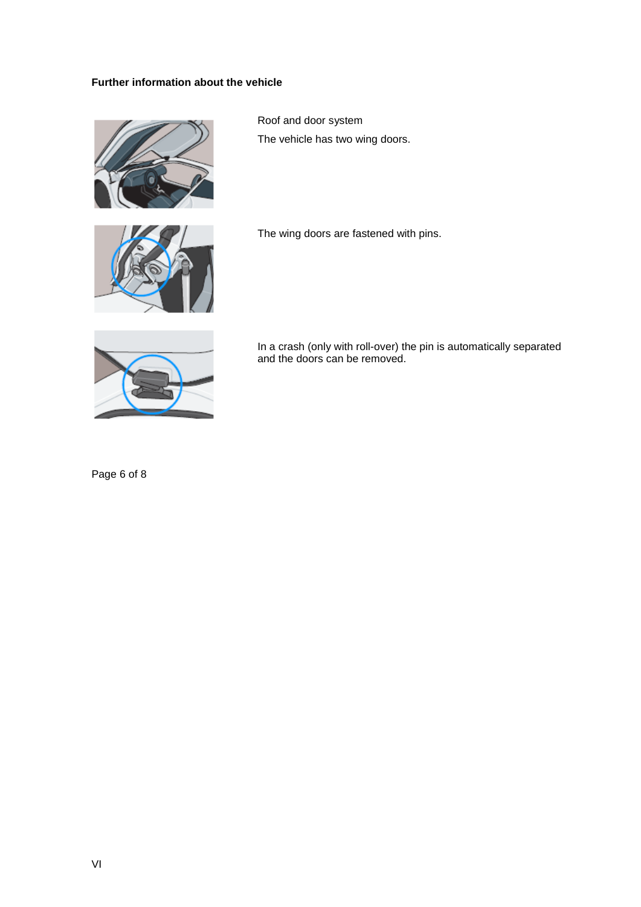**Further information about the vehicle**

Roof and door system

The vehicle has two wing doors.

The wing doors are fastened with pins.

In a crash (only with roll-over) the pin is automatically separated and the doors can be removed.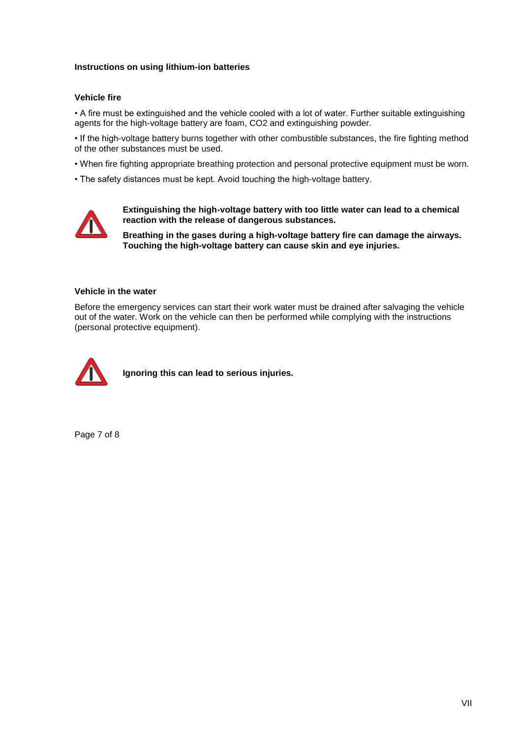**Instructions on using lithium-ion batteries**

**Vehicle fire**

- A fire must be extinguished and the vehicle cooled with a lot of water. Further suitable extinguishing agents for the high-voltage battery are foam, $CO_2$ and extinguishing powder.
- If the high-voltage battery burns together with other combustible substances, the fire fighting method of the other substances must be used.
- When fire fighting appropriate breathing protection and personal protective equipment must be worn.
- The safety distances must be kept. Avoid touching the high-voltage battery.

**Extinguishing the high-voltage battery with too little water can lead to a chemical reaction with the release of dangerous substances.**

**Breathing in the gases during a high-voltage battery fire can damage the airways. Touching the high-voltage battery can cause skin and eye injuries.**

**Vehicle in the water**

Before the emergency services can start their work water must be drained after salvaging the vehicle out of the water. Work on the vehicle can then be performed while complying with the instructions (personal protective equipment).

**Ignoring this can lead to serious injuries.**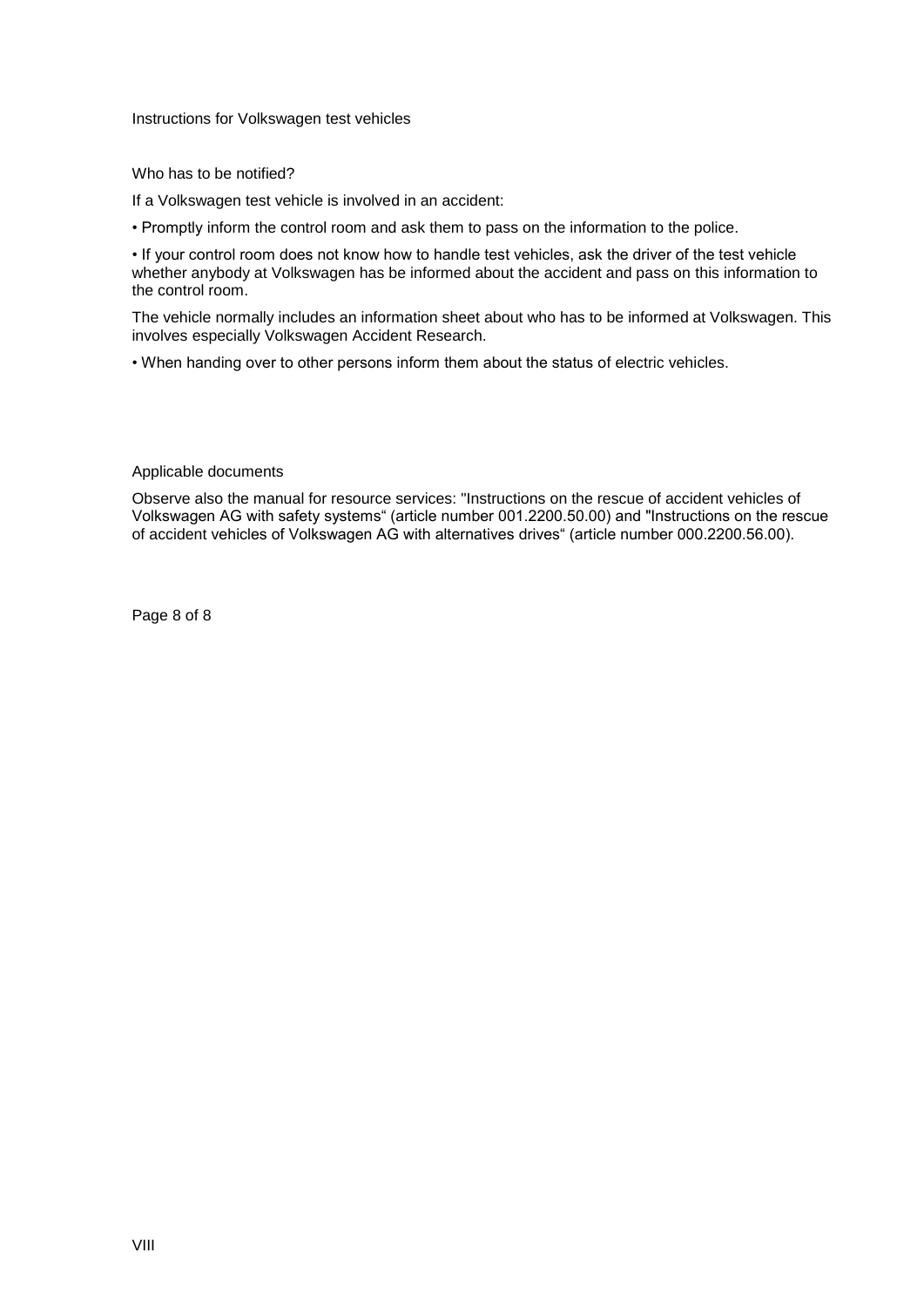Instructions for Volkswagen test vehicles

Who has to be notified?

If a Volkswagen test vehicle is involved in an accident:

- Promptly inform the control room and ask them to pass on the information to the police.
- If your control room does not know how to handle test vehicles, ask the driver of the test vehicle whether anybody at Volkswagen has be informed about the accident and pass on this information to the control room.

The vehicle normally includes an information sheet about who has to be informed at Volkswagen. This involves especially Volkswagen Accident Research.

- When handing over to other persons inform them about the status of electric vehicles.

Applicable documents

Observe also the manual for resource services: "Instructions on the rescue of accident vehicles of Volkswagen AG with safety systems“ (article number 001.2200.50.00) and "Instructions on the rescue of accident vehicles of Volkswagen AG with alternatives drives“ (article number 000.2200.56.00).

VIII